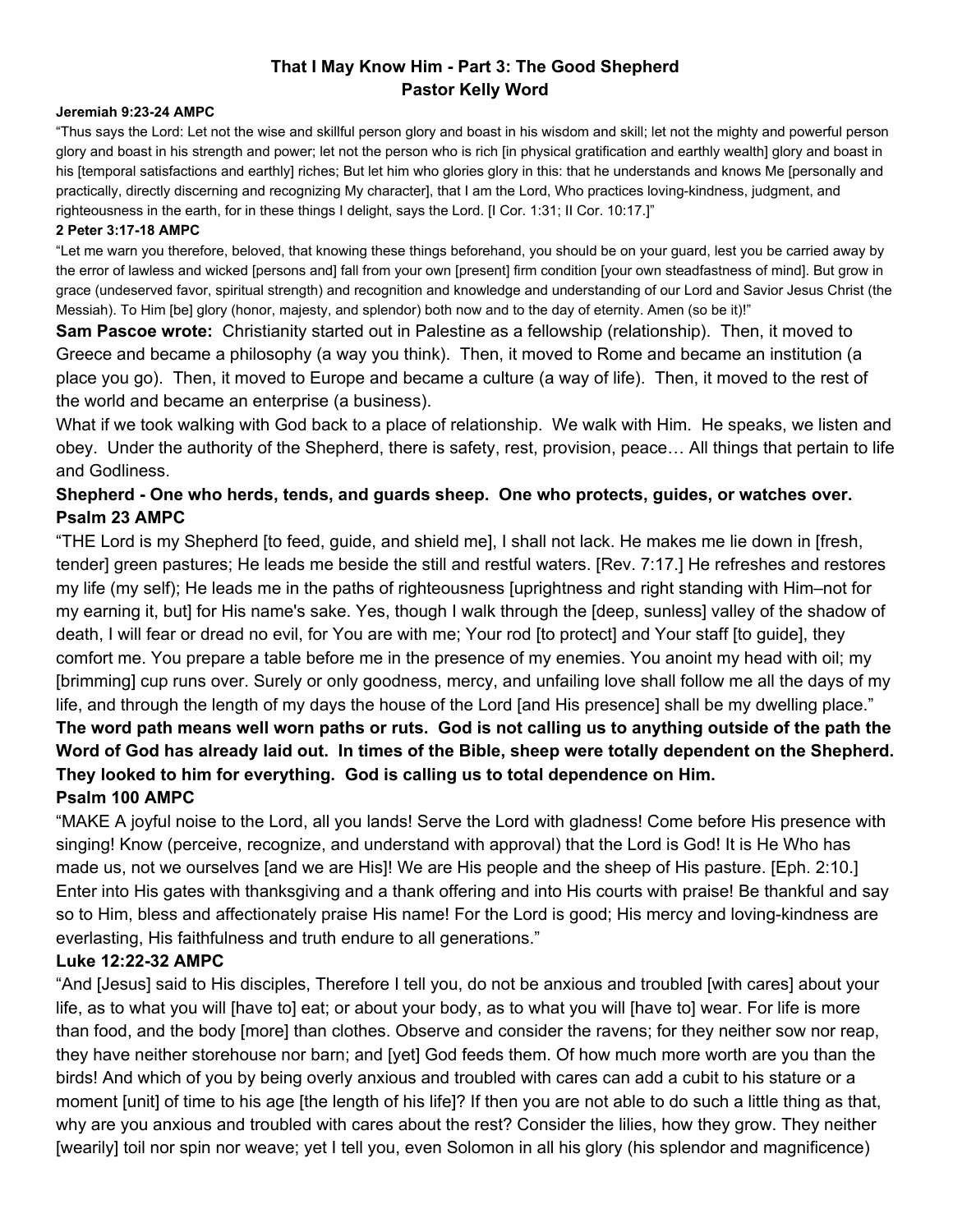# That I May Know Him - Part 3: The Good Shepherd
## Pastor Kelly Word

**Jeremiah 9:23-24 AMPC**

"Thus says the Lord: Let not the wise and skillful person glory and boast in his wisdom and skill; let not the mighty and powerful person glory and boast in his strength and power; let not the person who is rich [in physical gratification and earthly wealth] glory and boast in his [temporal satisfactions and earthly] riches; But let him who glories glory in this: that he understands and knows Me [personally and practically, directly discerning and recognizing My character], that I am the Lord, Who practices loving-kindness, judgment, and righteousness in the earth, for in these things I delight, says the Lord. [I Cor. 1:31; II Cor. 10:17.]"

**2 Peter 3:17-18 AMPC**

"Let me warn you therefore, beloved, that knowing these things beforehand, you should be on your guard, lest you be carried away by the error of lawless and wicked [persons and] fall from your own [present] firm condition [your own steadfastness of mind]. But grow in grace (undeserved favor, spiritual strength) and recognition and knowledge and understanding of our Lord and Savior Jesus Christ (the Messiah). To Him [be] glory (honor, majesty, and splendor) both now and to the day of eternity. Amen (so be it)!"

**Sam Pascoe wrote:** Christianity started out in Palestine as a fellowship (relationship). Then, it moved to Greece and became a philosophy (a way you think). Then, it moved to Rome and became an institution (a place you go). Then, it moved to Europe and became a culture (a way of life). Then, it moved to the rest of the world and became an enterprise (a business).

What if we took walking with God back to a place of relationship. We walk with Him. He speaks, we listen and obey. Under the authority of the Shepherd, there is safety, rest, provision, peace… All things that pertain to life and Godliness.

**Shepherd - One who herds, tends, and guards sheep. One who protects, guides, or watches over.**

**Psalm 23 AMPC**

"THE Lord is my Shepherd [to feed, guide, and shield me], I shall not lack. He makes me lie down in [fresh, tender] green pastures; He leads me beside the still and restful waters. [Rev. 7:17.] He refreshes and restores my life (my self); He leads me in the paths of righteousness [uprightness and right standing with Him–not for my earning it, but] for His name's sake. Yes, though I walk through the [deep, sunless] valley of the shadow of death, I will fear or dread no evil, for You are with me; Your rod [to protect] and Your staff [to guide], they comfort me. You prepare a table before me in the presence of my enemies. You anoint my head with oil; my [brimming] cup runs over. Surely or only goodness, mercy, and unfailing love shall follow me all the days of my life, and through the length of my days the house of the Lord [and His presence] shall be my dwelling place."

**The word path means well worn paths or ruts. God is not calling us to anything outside of the path the Word of God has already laid out. In times of the Bible, sheep were totally dependent on the Shepherd. They looked to him for everything. God is calling us to total dependence on Him.**

**Psalm 100 AMPC**

"MAKE A joyful noise to the Lord, all you lands! Serve the Lord with gladness! Come before His presence with singing! Know (perceive, recognize, and understand with approval) that the Lord is God! It is He Who has made us, not we ourselves [and we are His]! We are His people and the sheep of His pasture. [Eph. 2:10.] Enter into His gates with thanksgiving and a thank offering and into His courts with praise! Be thankful and say so to Him, bless and affectionately praise His name! For the Lord is good; His mercy and loving-kindness are everlasting, His faithfulness and truth endure to all generations."

**Luke 12:22-32 AMPC**

"And [Jesus] said to His disciples, Therefore I tell you, do not be anxious and troubled [with cares] about your life, as to what you will [have to] eat; or about your body, as to what you will [have to] wear. For life is more than food, and the body [more] than clothes. Observe and consider the ravens; for they neither sow nor reap, they have neither storehouse nor barn; and [yet] God feeds them. Of how much more worth are you than the birds! And which of you by being overly anxious and troubled with cares can add a cubit to his stature or a moment [unit] of time to his age [the length of his life]? If then you are not able to do such a little thing as that, why are you anxious and troubled with cares about the rest? Consider the lilies, how they grow. They neither [wearily] toil nor spin nor weave; yet I tell you, even Solomon in all his glory (his splendor and magnificence)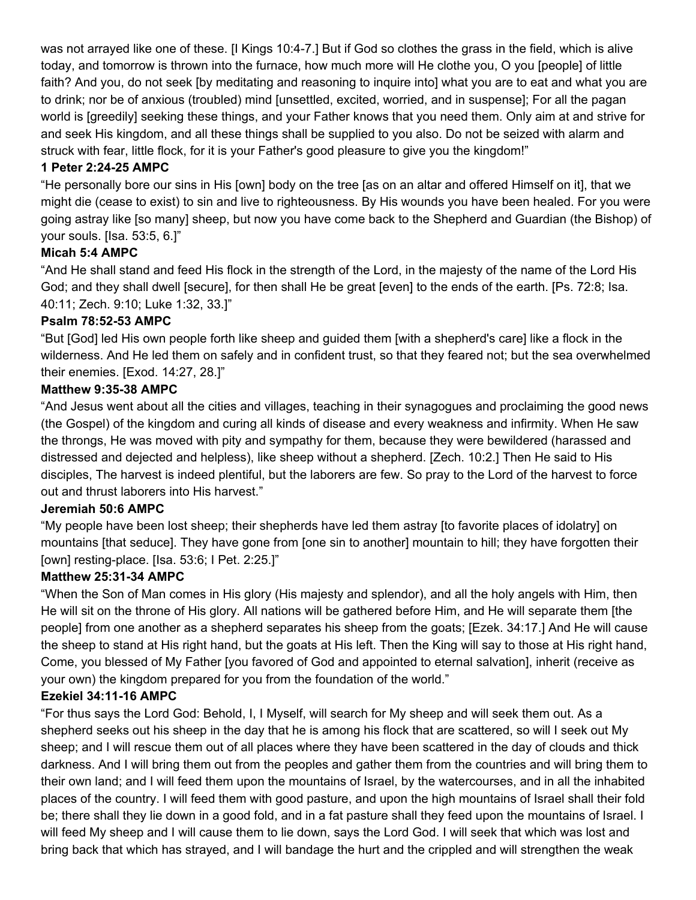was not arrayed like one of these. [I Kings 10:4-7.] But if God so clothes the grass in the field, which is alive today, and tomorrow is thrown into the furnace, how much more will He clothe you, O you [people] of little faith? And you, do not seek [by meditating and reasoning to inquire into] what you are to eat and what you are to drink; nor be of anxious (troubled) mind [unsettled, excited, worried, and in suspense]; For all the pagan world is [greedily] seeking these things, and your Father knows that you need them. Only aim at and strive for and seek His kingdom, and all these things shall be supplied to you also. Do not be seized with alarm and struck with fear, little flock, for it is your Father's good pleasure to give you the kingdom!"

**1 Peter 2:24-25 AMPC**

"He personally bore our sins in His [own] body on the tree [as on an altar and offered Himself on it], that we might die (cease to exist) to sin and live to righteousness. By His wounds you have been healed. For you were going astray like [so many] sheep, but now you have come back to the Shepherd and Guardian (the Bishop) of your souls. [Isa. 53:5, 6.]"

**Micah 5:4 AMPC**

"And He shall stand and feed His flock in the strength of the Lord, in the majesty of the name of the Lord His God; and they shall dwell [secure], for then shall He be great [even] to the ends of the earth. [Ps. 72:8; Isa. 40:11; Zech. 9:10; Luke 1:32, 33.]"

**Psalm 78:52-53 AMPC**

"But [God] led His own people forth like sheep and guided them [with a shepherd's care] like a flock in the wilderness. And He led them on safely and in confident trust, so that they feared not; but the sea overwhelmed their enemies. [Exod. 14:27, 28.]"

**Matthew 9:35-38 AMPC**

"And Jesus went about all the cities and villages, teaching in their synagogues and proclaiming the good news (the Gospel) of the kingdom and curing all kinds of disease and every weakness and infirmity. When He saw the throngs, He was moved with pity and sympathy for them, because they were bewildered (harassed and distressed and dejected and helpless), like sheep without a shepherd. [Zech. 10:2.] Then He said to His disciples, The harvest is indeed plentiful, but the laborers are few. So pray to the Lord of the harvest to force out and thrust laborers into His harvest."

**Jeremiah 50:6 AMPC**

"My people have been lost sheep; their shepherds have led them astray [to favorite places of idolatry] on mountains [that seduce]. They have gone from [one sin to another] mountain to hill; they have forgotten their [own] resting-place. [Isa. 53:6; I Pet. 2:25.]"

**Matthew 25:31-34 AMPC**

"When the Son of Man comes in His glory (His majesty and splendor), and all the holy angels with Him, then He will sit on the throne of His glory. All nations will be gathered before Him, and He will separate them [the people] from one another as a shepherd separates his sheep from the goats; [Ezek. 34:17.] And He will cause the sheep to stand at His right hand, but the goats at His left. Then the King will say to those at His right hand, Come, you blessed of My Father [you favored of God and appointed to eternal salvation], inherit (receive as your own) the kingdom prepared for you from the foundation of the world."

**Ezekiel 34:11-16 AMPC**

"For thus says the Lord God: Behold, I, I Myself, will search for My sheep and will seek them out. As a shepherd seeks out his sheep in the day that he is among his flock that are scattered, so will I seek out My sheep; and I will rescue them out of all places where they have been scattered in the day of clouds and thick darkness. And I will bring them out from the peoples and gather them from the countries and will bring them to their own land; and I will feed them upon the mountains of Israel, by the watercourses, and in all the inhabited places of the country. I will feed them with good pasture, and upon the high mountains of Israel shall their fold be; there shall they lie down in a good fold, and in a fat pasture shall they feed upon the mountains of Israel. I will feed My sheep and I will cause them to lie down, says the Lord God. I will seek that which was lost and bring back that which has strayed, and I will bandage the hurt and the crippled and will strengthen the weak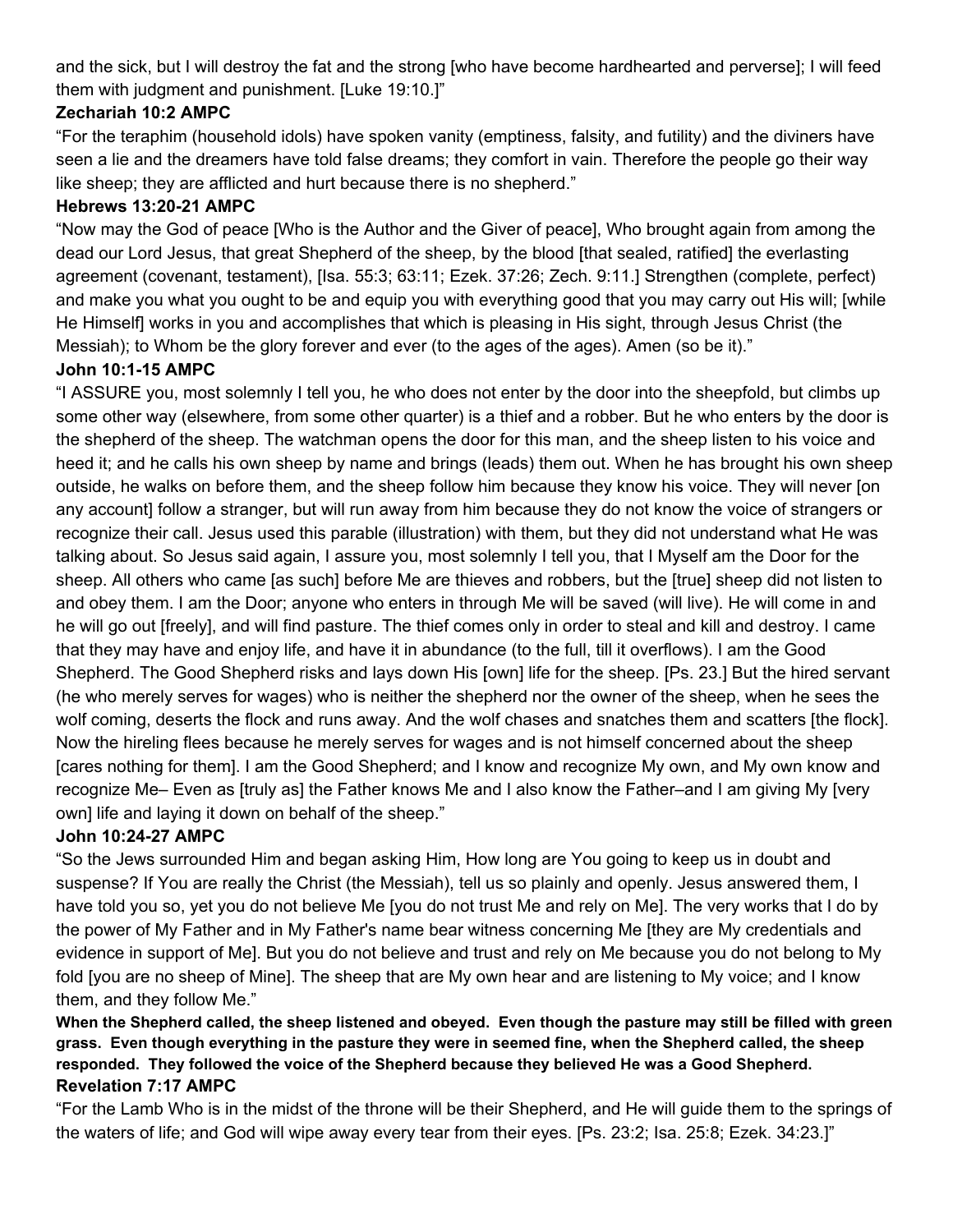and the sick, but I will destroy the fat and the strong [who have become hardhearted and perverse]; I will feed them with judgment and punishment. [Luke 19:10.]"

**Zechariah 10:2 AMPC**

"For the teraphim (household idols) have spoken vanity (emptiness, falsity, and futility) and the diviners have seen a lie and the dreamers have told false dreams; they comfort in vain. Therefore the people go their way like sheep; they are afflicted and hurt because there is no shepherd."

**Hebrews 13:20-21 AMPC**

"Now may the God of peace [Who is the Author and the Giver of peace], Who brought again from among the dead our Lord Jesus, that great Shepherd of the sheep, by the blood [that sealed, ratified] the everlasting agreement (covenant, testament), [Isa. 55:3; 63:11; Ezek. 37:26; Zech. 9:11.] Strengthen (complete, perfect) and make you what you ought to be and equip you with everything good that you may carry out His will; [while He Himself] works in you and accomplishes that which is pleasing in His sight, through Jesus Christ (the Messiah); to Whom be the glory forever and ever (to the ages of the ages). Amen (so be it)."

**John 10:1-15 AMPC**

"I ASSURE you, most solemnly I tell you, he who does not enter by the door into the sheepfold, but climbs up some other way (elsewhere, from some other quarter) is a thief and a robber. But he who enters by the door is the shepherd of the sheep. The watchman opens the door for this man, and the sheep listen to his voice and heed it; and he calls his own sheep by name and brings (leads) them out. When he has brought his own sheep outside, he walks on before them, and the sheep follow him because they know his voice. They will never [on any account] follow a stranger, but will run away from him because they do not know the voice of strangers or recognize their call. Jesus used this parable (illustration) with them, but they did not understand what He was talking about. So Jesus said again, I assure you, most solemnly I tell you, that I Myself am the Door for the sheep. All others who came [as such] before Me are thieves and robbers, but the [true] sheep did not listen to and obey them. I am the Door; anyone who enters in through Me will be saved (will live). He will come in and he will go out [freely], and will find pasture. The thief comes only in order to steal and kill and destroy. I came that they may have and enjoy life, and have it in abundance (to the full, till it overflows). I am the Good Shepherd. The Good Shepherd risks and lays down His [own] life for the sheep. [Ps. 23.] But the hired servant (he who merely serves for wages) who is neither the shepherd nor the owner of the sheep, when he sees the wolf coming, deserts the flock and runs away. And the wolf chases and snatches them and scatters [the flock]. Now the hireling flees because he merely serves for wages and is not himself concerned about the sheep [cares nothing for them]. I am the Good Shepherd; and I know and recognize My own, and My own know and recognize Me– Even as [truly as] the Father knows Me and I also know the Father–and I am giving My [very own] life and laying it down on behalf of the sheep."

**John 10:24-27 AMPC**

"So the Jews surrounded Him and began asking Him, How long are You going to keep us in doubt and suspense? If You are really the Christ (the Messiah), tell us so plainly and openly. Jesus answered them, I have told you so, yet you do not believe Me [you do not trust Me and rely on Me]. The very works that I do by the power of My Father and in My Father's name bear witness concerning Me [they are My credentials and evidence in support of Me]. But you do not believe and trust and rely on Me because you do not belong to My fold [you are no sheep of Mine]. The sheep that are My own hear and are listening to My voice; and I know them, and they follow Me."

**When the Shepherd called, the sheep listened and obeyed. Even though the pasture may still be filled with green grass. Even though everything in the pasture they were in seemed fine, when the Shepherd called, the sheep responded. They followed the voice of the Shepherd because they believed He was a Good Shepherd.**

**Revelation 7:17 AMPC**

"For the Lamb Who is in the midst of the throne will be their Shepherd, and He will guide them to the springs of the waters of life; and God will wipe away every tear from their eyes. [Ps. 23:2; Isa. 25:8; Ezek. 34:23.]"